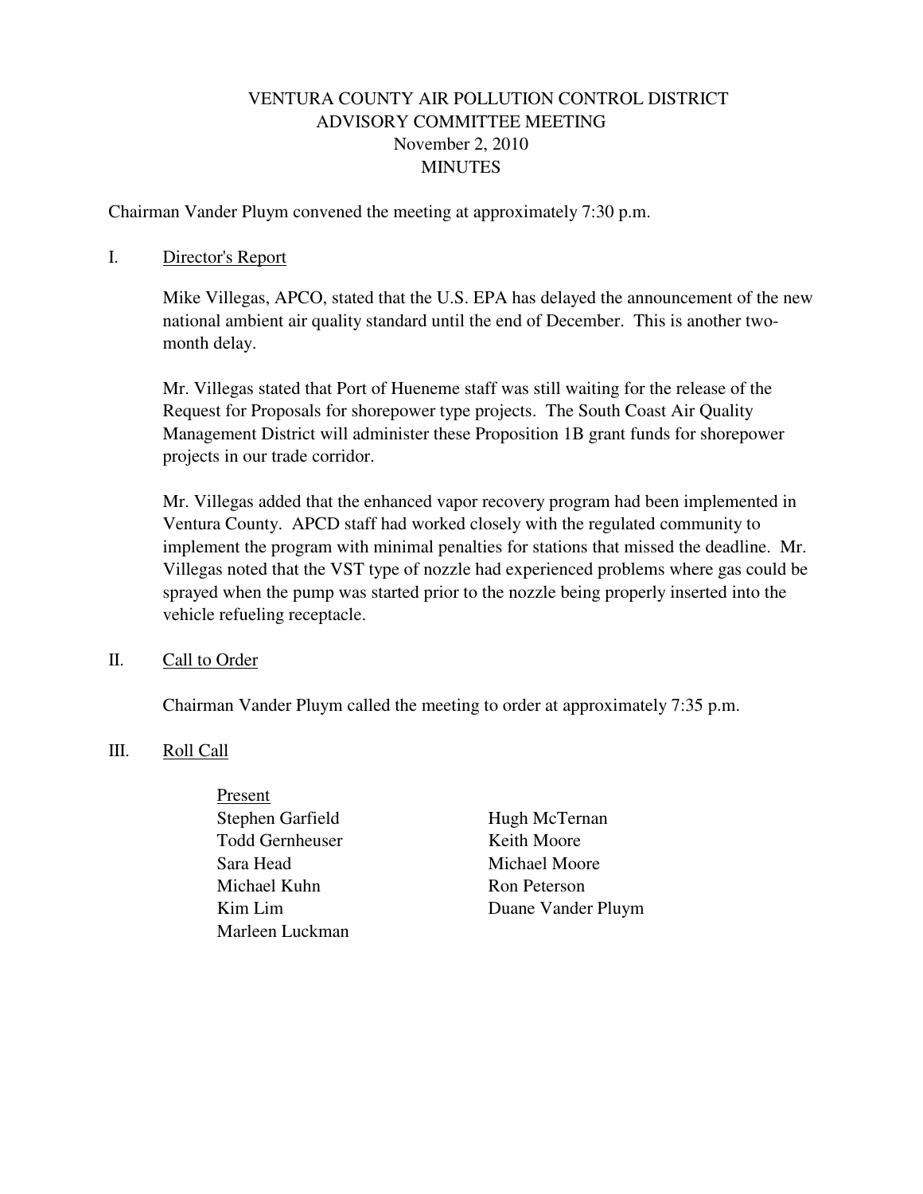# VENTURA COUNTY AIR POLLUTION CONTROL DISTRICT
## ADVISORY COMMITTEE MEETING
### November 2, 2010
### MINUTES

Chairman Vander Pluym convened the meeting at approximately 7:30 p.m.

I. Director's Report

Mike Villegas, APCO, stated that the U.S. EPA has delayed the announcement of the new national ambient air quality standard until the end of December. This is another two-month delay.

Mr. Villegas stated that Port of Hueneme staff was still waiting for the release of the Request for Proposals for shorepower type projects. The South Coast Air Quality Management District will administer these Proposition 1B grant funds for shorepower projects in our trade corridor.

Mr. Villegas added that the enhanced vapor recovery program had been implemented in Ventura County. APCD staff had worked closely with the regulated community to implement the program with minimal penalties for stations that missed the deadline. Mr. Villegas noted that the VST type of nozzle had experienced problems where gas could be sprayed when the pump was started prior to the nozzle being properly inserted into the vehicle refueling receptacle.

II. Call to Order

Chairman Vander Pluym called the meeting to order at approximately 7:35 p.m.

III. Roll Call

Present

- Stephen Garfield
- Todd Gernheuser
- Sara Head
- Michael Kuhn
- Kim Lim
- Marleen Luckman
- Hugh McTernan
- Keith Moore
- Michael Moore
- Ron Peterson
- Duane Vander Pluym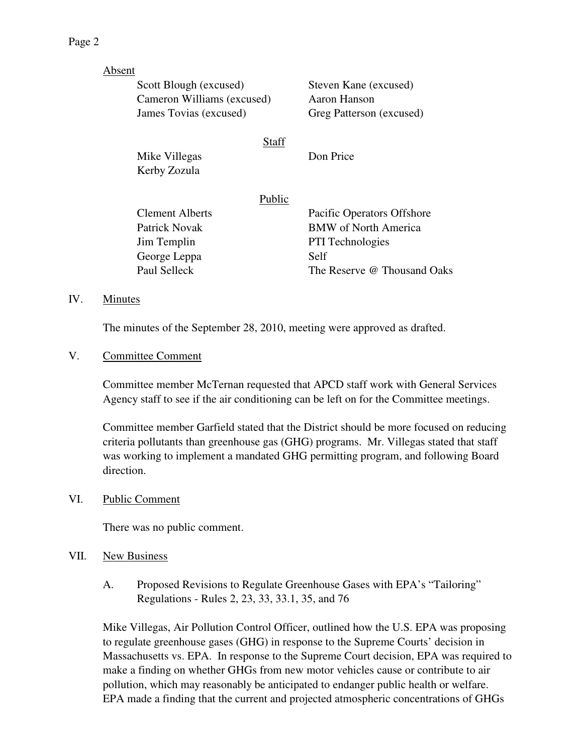Absent

| | |
|---|---|
| Scott Blough (excused) | Steven Kane (excused) |
| Cameron Williams (excused) | Aaron Hanson |
| James Tovias (excused) | Greg Patterson (excused) |

Staff

| | |
|---|---|
| Mike Villegas | Don Price |
| Kerby Zozula | |

Public

| | |
|---|---|
| Clement Alberts | Pacific Operators Offshore |
| Patrick Novak | BMW of North America |
| Jim Templin | PTI Technologies |
| George Leppa | Self |
| Paul Selleck | The Reserve @ Thousand Oaks |

## IV. Minutes

The minutes of the September 28, 2010, meeting were approved as drafted.

## V. Committee Comment

Committee member McTernan requested that APCD staff work with General Services Agency staff to see if the air conditioning can be left on for the Committee meetings.

Committee member Garfield stated that the District should be more focused on reducing criteria pollutants than greenhouse gas (GHG) programs. Mr. Villegas stated that staff was working to implement a mandated GHG permitting program, and following Board direction.

## VI. Public Comment

There was no public comment.

## VII. New Business

### A. Proposed Revisions to Regulate Greenhouse Gases with EPA's "Tailoring" Regulations - Rules 2, 23, 33, 33.1, 35, and 76

Mike Villegas, Air Pollution Control Officer, outlined how the U.S. EPA was proposing to regulate greenhouse gases (GHG) in response to the Supreme Courts' decision in Massachusetts vs. EPA. In response to the Supreme Court decision, EPA was required to make a finding on whether GHGs from new motor vehicles cause or contribute to air pollution, which may reasonably be anticipated to endanger public health or welfare. EPA made a finding that the current and projected atmospheric concentrations of GHGs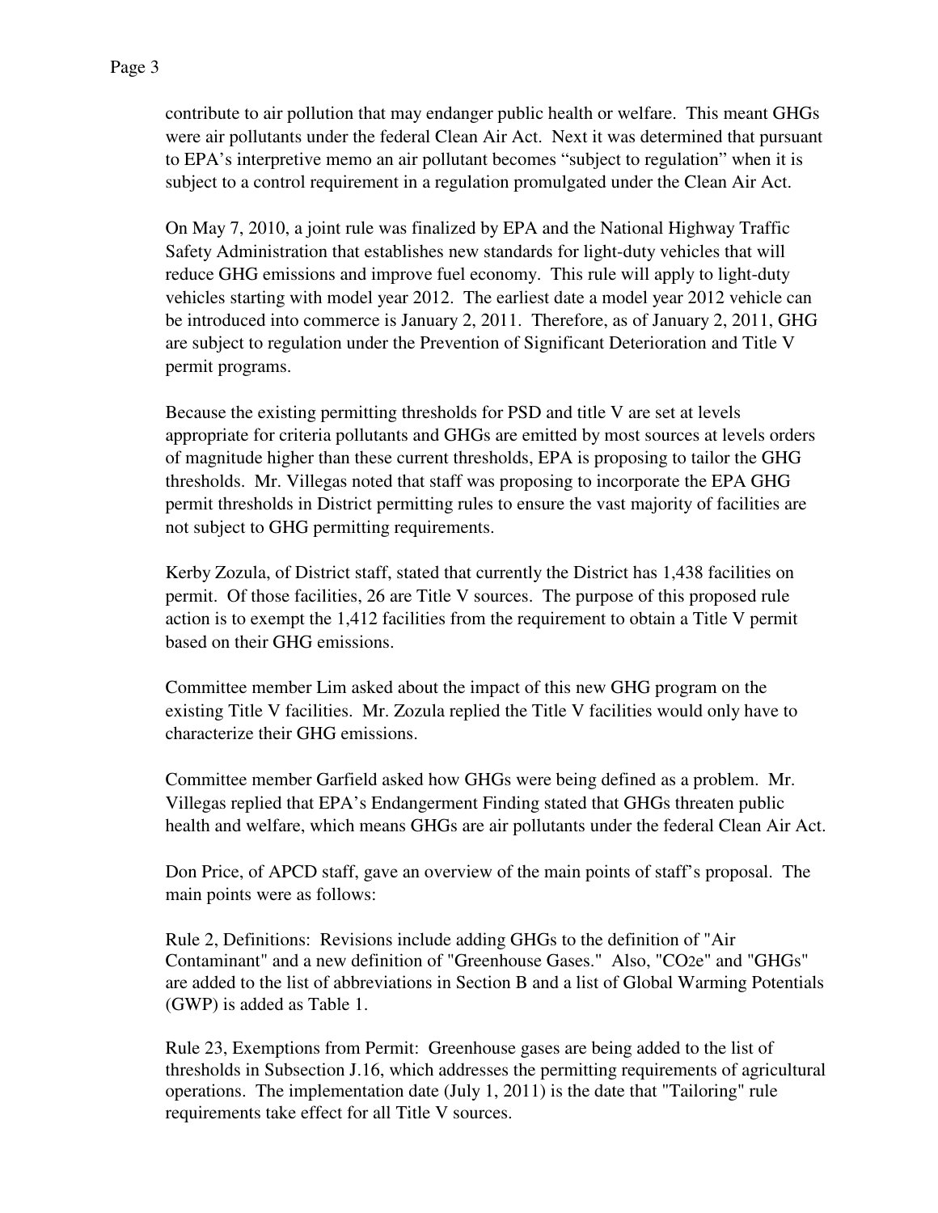contribute to air pollution that may endanger public health or welfare. This meant GHGs were air pollutants under the federal Clean Air Act. Next it was determined that pursuant to EPA's interpretive memo an air pollutant becomes "subject to regulation" when it is subject to a control requirement in a regulation promulgated under the Clean Air Act.

On May 7, 2010, a joint rule was finalized by EPA and the National Highway Traffic Safety Administration that establishes new standards for light-duty vehicles that will reduce GHG emissions and improve fuel economy. This rule will apply to light-duty vehicles starting with model year 2012. The earliest date a model year 2012 vehicle can be introduced into commerce is January 2, 2011. Therefore, as of January 2, 2011, GHG are subject to regulation under the Prevention of Significant Deterioration and Title V permit programs.

Because the existing permitting thresholds for PSD and title V are set at levels appropriate for criteria pollutants and GHGs are emitted by most sources at levels orders of magnitude higher than these current thresholds, EPA is proposing to tailor the GHG thresholds. Mr. Villegas noted that staff was proposing to incorporate the EPA GHG permit thresholds in District permitting rules to ensure the vast majority of facilities are not subject to GHG permitting requirements.

Kerby Zozula, of District staff, stated that currently the District has 1,438 facilities on permit. Of those facilities, 26 are Title V sources. The purpose of this proposed rule action is to exempt the 1,412 facilities from the requirement to obtain a Title V permit based on their GHG emissions.

Committee member Lim asked about the impact of this new GHG program on the existing Title V facilities. Mr. Zozula replied the Title V facilities would only have to characterize their GHG emissions.

Committee member Garfield asked how GHGs were being defined as a problem. Mr. Villegas replied that EPA's Endangerment Finding stated that GHGs threaten public health and welfare, which means GHGs are air pollutants under the federal Clean Air Act.

Don Price, of APCD staff, gave an overview of the main points of staff's proposal. The main points were as follows:

Rule 2, Definitions: Revisions include adding GHGs to the definition of "Air Contaminant" and a new definition of "Greenhouse Gases." Also, "$CO_2e$" and "GHGs" are added to the list of abbreviations in Section B and a list of Global Warming Potentials (GWP) is added as Table 1.

Rule 23, Exemptions from Permit: Greenhouse gases are being added to the list of thresholds in Subsection J.16, which addresses the permitting requirements of agricultural operations. The implementation date (July 1, 2011) is the date that "Tailoring" rule requirements take effect for all Title V sources.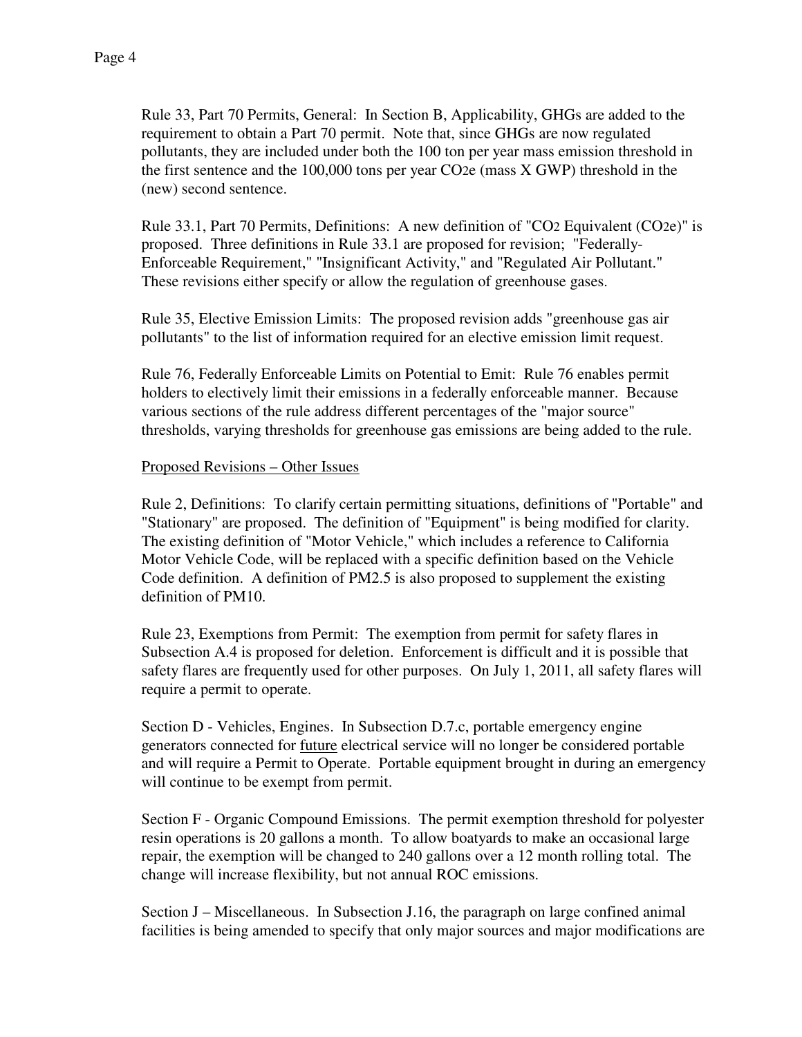Rule 33, Part 70 Permits, General: In Section B, Applicability, GHGs are added to the requirement to obtain a Part 70 permit. Note that, since GHGs are now regulated pollutants, they are included under both the 100 ton per year mass emission threshold in the first sentence and the 100,000 tons per year $CO_2e$ (mass X GWP) threshold in the (new) second sentence.

Rule 33.1, Part 70 Permits, Definitions: A new definition of "$CO_2$ Equivalent ($CO_2e$)" is proposed. Three definitions in Rule 33.1 are proposed for revision; "Federally-Enforceable Requirement," "Insignificant Activity," and "Regulated Air Pollutant." These revisions either specify or allow the regulation of greenhouse gases.

Rule 35, Elective Emission Limits: The proposed revision adds "greenhouse gas air pollutants" to the list of information required for an elective emission limit request.

Rule 76, Federally Enforceable Limits on Potential to Emit: Rule 76 enables permit holders to electively limit their emissions in a federally enforceable manner. Because various sections of the rule address different percentages of the "major source" thresholds, varying thresholds for greenhouse gas emissions are being added to the rule.

Proposed Revisions – Other Issues

Rule 2, Definitions: To clarify certain permitting situations, definitions of "Portable" and "Stationary" are proposed. The definition of "Equipment" is being modified for clarity. The existing definition of "Motor Vehicle," which includes a reference to California Motor Vehicle Code, will be replaced with a specific definition based on the Vehicle Code definition. A definition of PM2.5 is also proposed to supplement the existing definition of PM10.

Rule 23, Exemptions from Permit: The exemption from permit for safety flares in Subsection A.4 is proposed for deletion. Enforcement is difficult and it is possible that safety flares are frequently used for other purposes. On July 1, 2011, all safety flares will require a permit to operate.

Section D - Vehicles, Engines. In Subsection D.7.c, portable emergency engine generators connected for future electrical service will no longer be considered portable and will require a Permit to Operate. Portable equipment brought in during an emergency will continue to be exempt from permit.

Section F - Organic Compound Emissions. The permit exemption threshold for polyester resin operations is 20 gallons a month. To allow boatyards to make an occasional large repair, the exemption will be changed to 240 gallons over a 12 month rolling total. The change will increase flexibility, but not annual ROC emissions.

Section J – Miscellaneous. In Subsection J.16, the paragraph on large confined animal facilities is being amended to specify that only major sources and major modifications are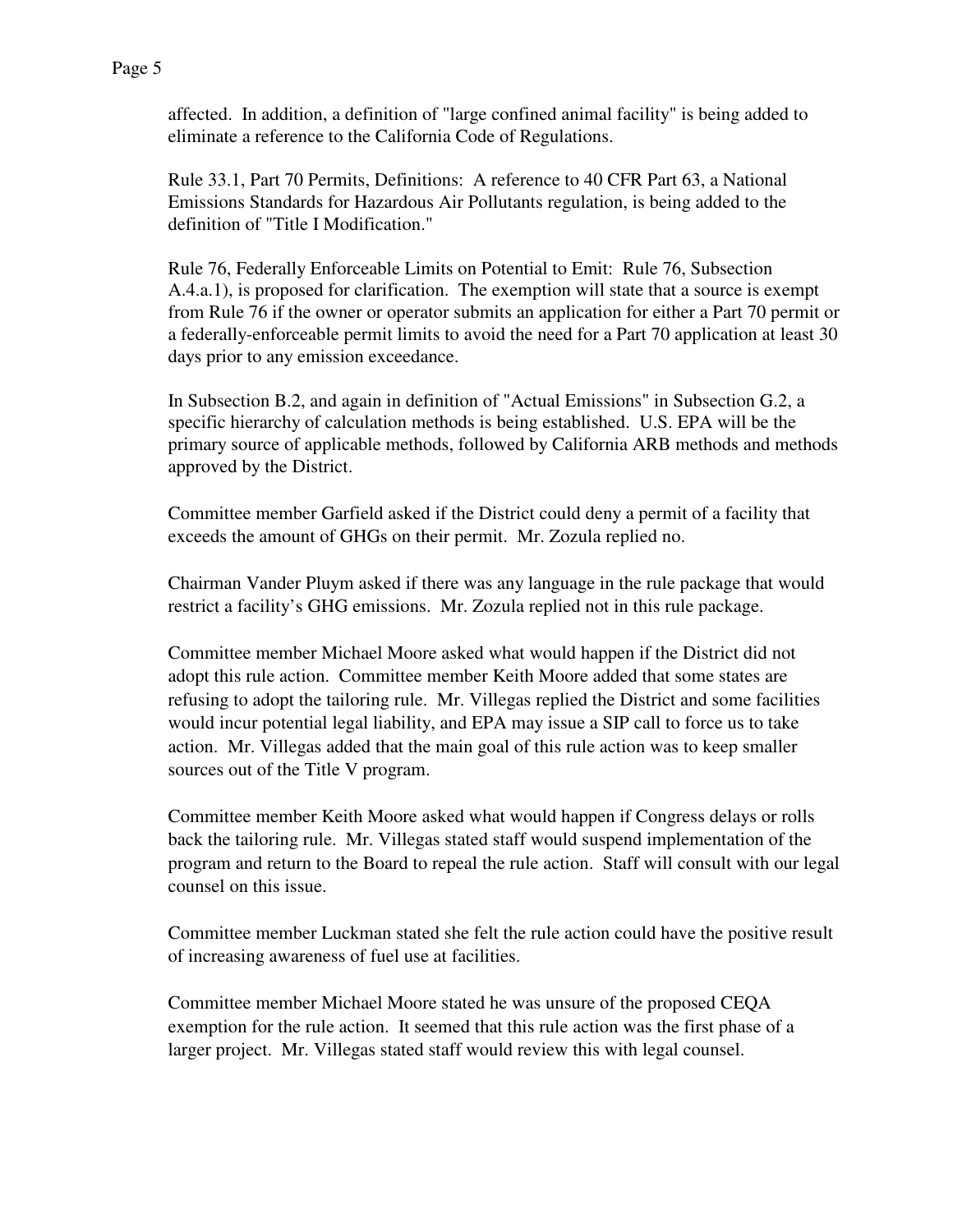affected. In addition, a definition of "large confined animal facility" is being added to eliminate a reference to the California Code of Regulations.

Rule 33.1, Part 70 Permits, Definitions: A reference to 40 CFR Part 63, a National Emissions Standards for Hazardous Air Pollutants regulation, is being added to the definition of "Title I Modification."

Rule 76, Federally Enforceable Limits on Potential to Emit: Rule 76, Subsection A.4.a.1), is proposed for clarification. The exemption will state that a source is exempt from Rule 76 if the owner or operator submits an application for either a Part 70 permit or a federally-enforceable permit limits to avoid the need for a Part 70 application at least 30 days prior to any emission exceedance.

In Subsection B.2, and again in definition of "Actual Emissions" in Subsection G.2, a specific hierarchy of calculation methods is being established. U.S. EPA will be the primary source of applicable methods, followed by California ARB methods and methods approved by the District.

Committee member Garfield asked if the District could deny a permit of a facility that exceeds the amount of GHGs on their permit. Mr. Zozula replied no.

Chairman Vander Pluym asked if there was any language in the rule package that would restrict a facility's GHG emissions. Mr. Zozula replied not in this rule package.

Committee member Michael Moore asked what would happen if the District did not adopt this rule action. Committee member Keith Moore added that some states are refusing to adopt the tailoring rule. Mr. Villegas replied the District and some facilities would incur potential legal liability, and EPA may issue a SIP call to force us to take action. Mr. Villegas added that the main goal of this rule action was to keep smaller sources out of the Title V program.

Committee member Keith Moore asked what would happen if Congress delays or rolls back the tailoring rule. Mr. Villegas stated staff would suspend implementation of the program and return to the Board to repeal the rule action. Staff will consult with our legal counsel on this issue.

Committee member Luckman stated she felt the rule action could have the positive result of increasing awareness of fuel use at facilities.

Committee member Michael Moore stated he was unsure of the proposed CEQA exemption for the rule action. It seemed that this rule action was the first phase of a larger project. Mr. Villegas stated staff would review this with legal counsel.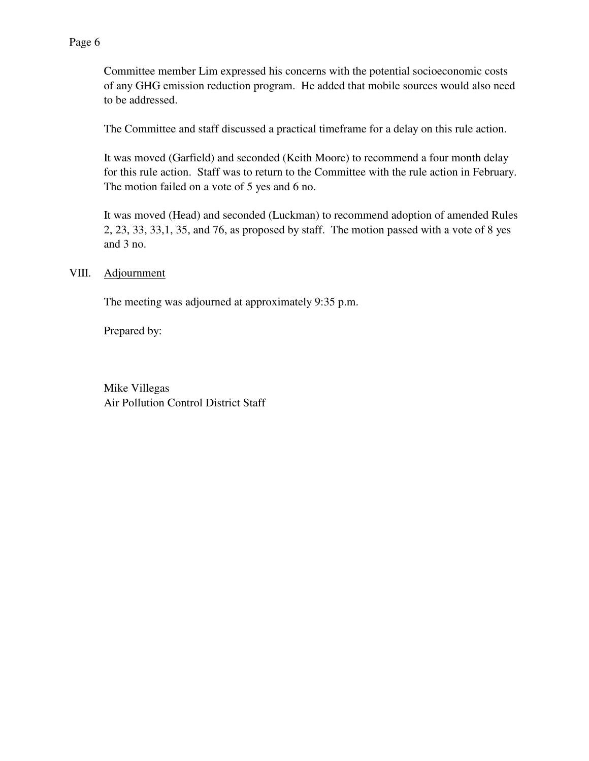Committee member Lim expressed his concerns with the potential socioeconomic costs of any GHG emission reduction program. He added that mobile sources would also need to be addressed.

The Committee and staff discussed a practical timeframe for a delay on this rule action.

It was moved (Garfield) and seconded (Keith Moore) to recommend a four month delay for this rule action. Staff was to return to the Committee with the rule action in February. The motion failed on a vote of 5 yes and 6 no.

It was moved (Head) and seconded (Luckman) to recommend adoption of amended Rules 2, 23, 33, 33,1, 35, and 76, as proposed by staff. The motion passed with a vote of 8 yes and 3 no.

## VIII. Adjournment

The meeting was adjourned at approximately 9:35 p.m.

Prepared by:

Mike Villegas
Air Pollution Control District Staff